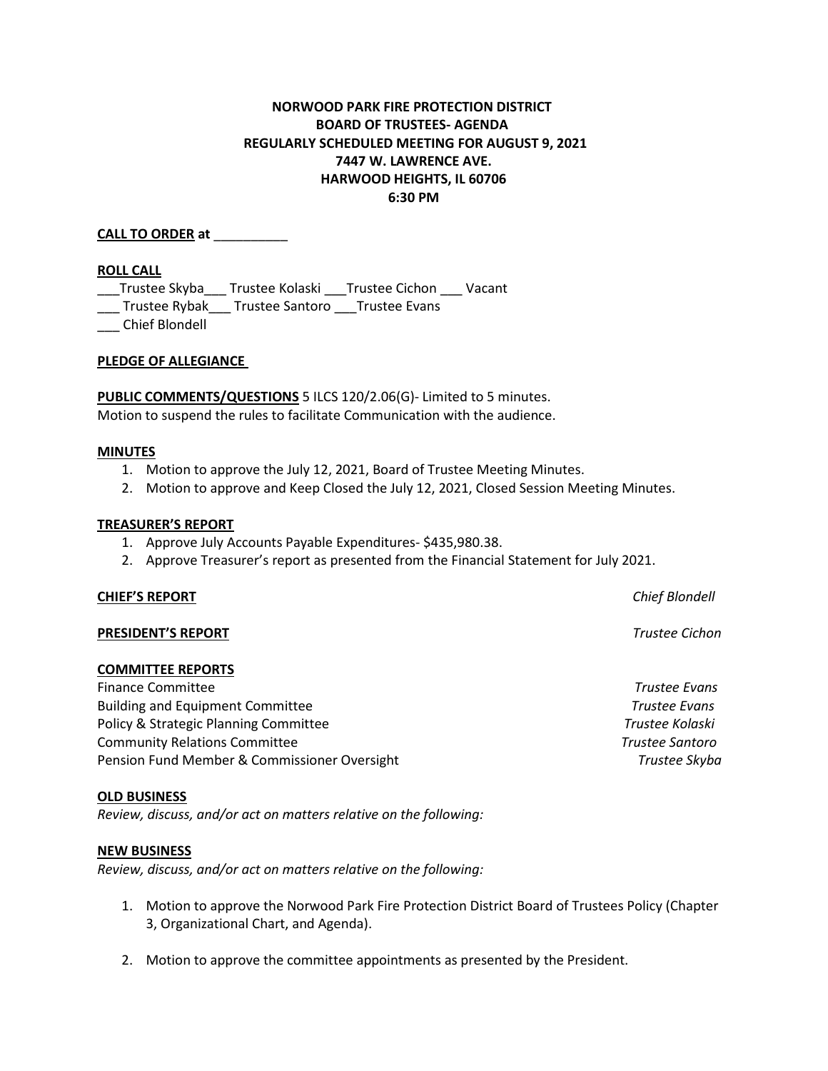**NORWOOD PARK FIRE PROTECTION DISTRICT**
**BOARD OF TRUSTEES- AGENDA**
**REGULARLY SCHEDULED MEETING FOR AUGUST 9, 2021**
**7447 W. LAWRENCE AVE.**
**HARWOOD HEIGHTS, IL 60706**
**6:30 PM**

**CALL TO ORDER at** __________

**ROLL CALL**

___Trustee Skyba___ Trustee Kolaski ___Trustee Cichon ___ Vacant
___ Trustee Rybak___ Trustee Santoro ___Trustee Evans
___ Chief Blondell

**PLEDGE OF ALLEGIANCE**

**PUBLIC COMMENTS/QUESTIONS** 5 ILCS 120/2.06(G)- Limited to 5 minutes.
Motion to suspend the rules to facilitate Communication with the audience.

**MINUTES**

1. Motion to approve the July 12, 2021, Board of Trustee Meeting Minutes.
2. Motion to approve and Keep Closed the July 12, 2021, Closed Session Meeting Minutes.

**TREASURER'S REPORT**

1. Approve July Accounts Payable Expenditures- $435,980.38.
2. Approve Treasurer's report as presented from the Financial Statement for July 2021.

**CHIEF'S REPORT** *Chief Blondell*

**PRESIDENT'S REPORT** *Trustee Cichon*

**COMMITTEE REPORTS**

Finance Committee *Trustee Evans*
Building and Equipment Committee *Trustee Evans*
Policy & Strategic Planning Committee *Trustee Kolaski*
Community Relations Committee *Trustee Santoro*
Pension Fund Member & Commissioner Oversight *Trustee Skyba*

**OLD BUSINESS**

*Review, discuss, and/or act on matters relative on the following:*

**NEW BUSINESS**

*Review, discuss, and/or act on matters relative on the following:*

1. Motion to approve the Norwood Park Fire Protection District Board of Trustees Policy (Chapter 3, Organizational Chart, and Agenda).

2. Motion to approve the committee appointments as presented by the President.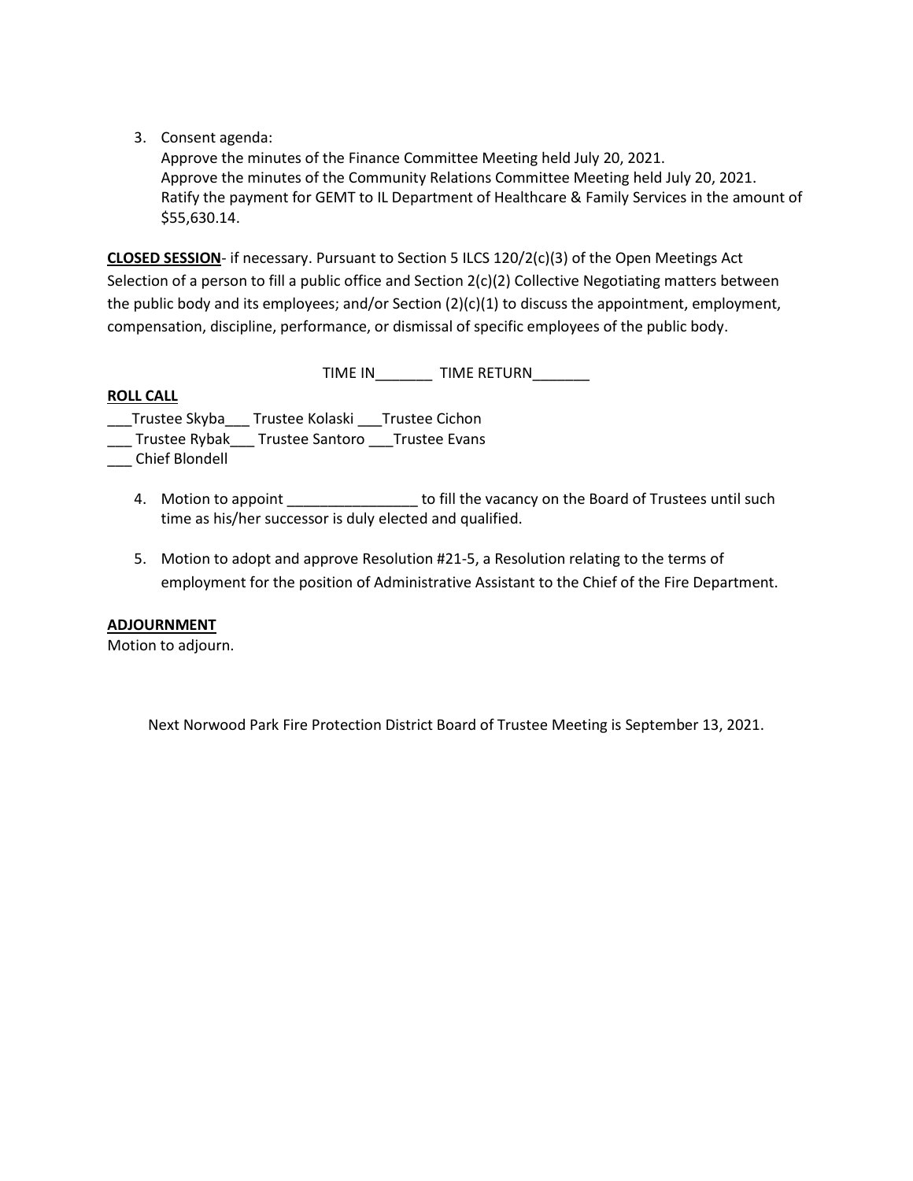3. Consent agenda:
   Approve the minutes of the Finance Committee Meeting held July 20, 2021.
   Approve the minutes of the Community Relations Committee Meeting held July 20, 2021.
   Ratify the payment for GEMT to IL Department of Healthcare & Family Services in the amount of $55,630.14.

**CLOSED SESSION**- if necessary. Pursuant to Section 5 ILCS 120/2(c)(3) of the Open Meetings Act Selection of a person to fill a public office and Section 2(c)(2) Collective Negotiating matters between the public body and its employees; and/or Section (2)(c)(1) to discuss the appointment, employment, compensation, discipline, performance, or dismissal of specific employees of the public body.

TIME IN_______ TIME RETURN_______

**ROLL CALL**

___Trustee Skyba___ Trustee Kolaski ___Trustee Cichon
___ Trustee Rybak___ Trustee Santoro ___Trustee Evans
___ Chief Blondell

4. Motion to appoint ________________ to fill the vacancy on the Board of Trustees until such time as his/her successor is duly elected and qualified.

5. Motion to adopt and approve Resolution #21-5, a Resolution relating to the terms of employment for the position of Administrative Assistant to the Chief of the Fire Department.

**ADJOURNMENT**

Motion to adjourn.

Next Norwood Park Fire Protection District Board of Trustee Meeting is September 13, 2021.